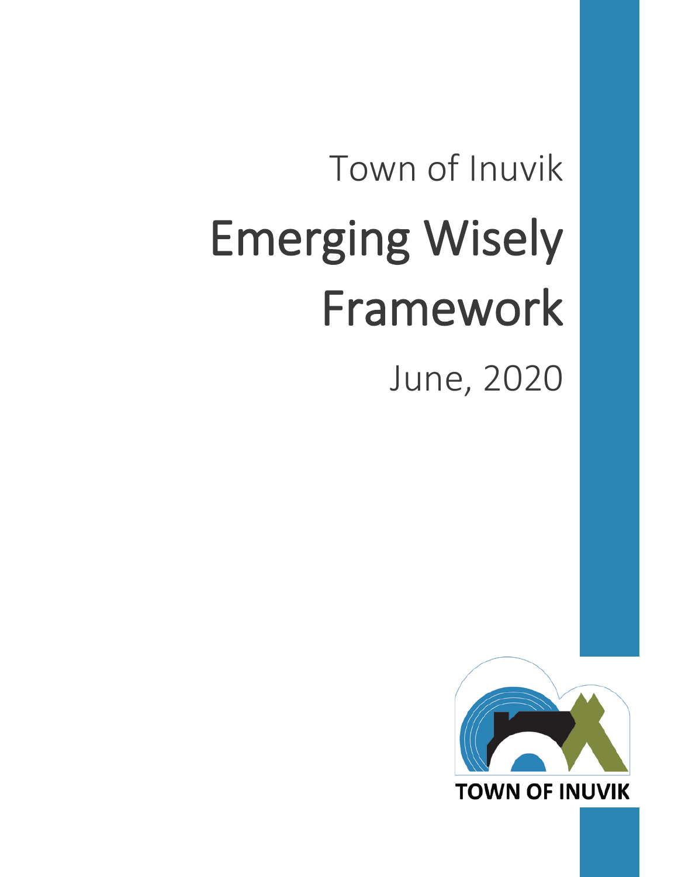Town of Inuvik

# Emerging Wisely Framework

June, 2020

TOWN OF INUVIK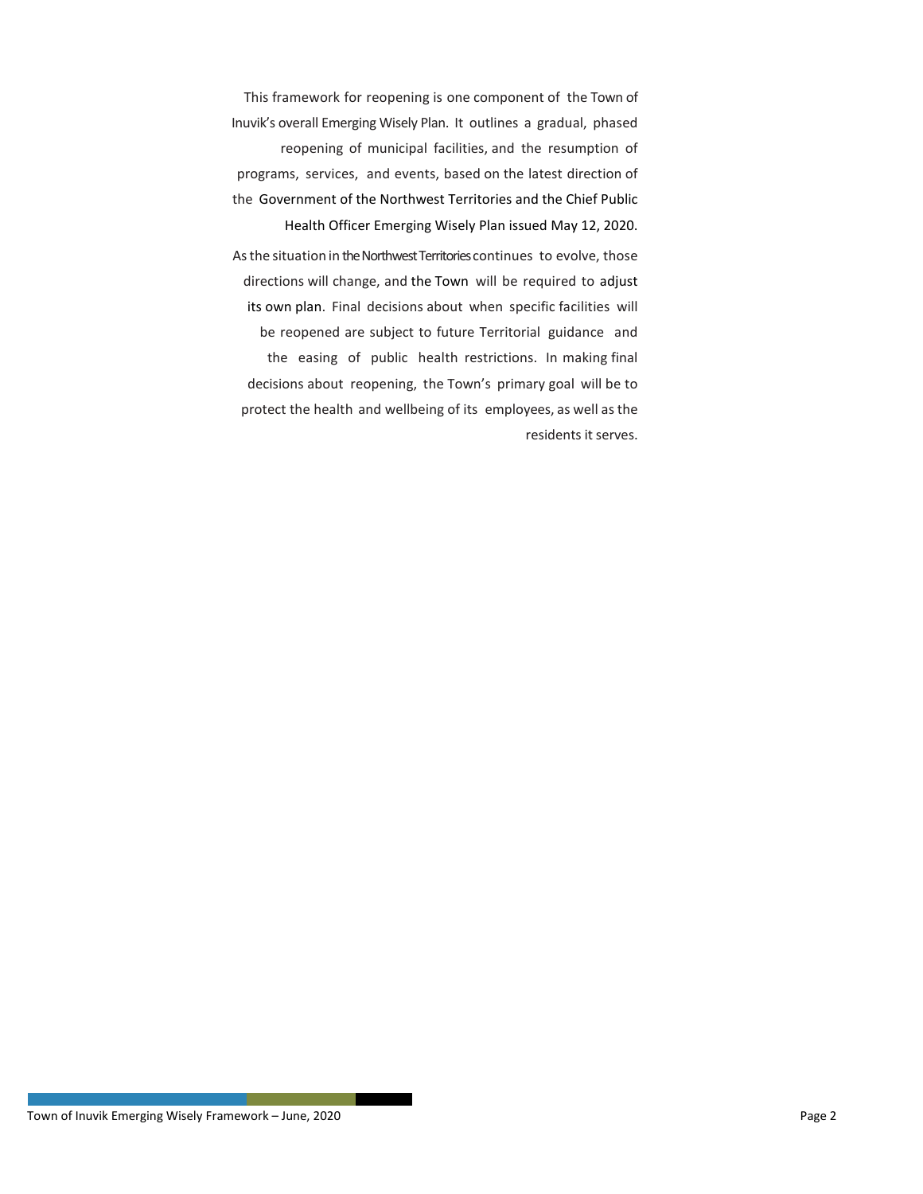This framework for reopening is one component of the Town of Inuvik's overall Emerging Wisely Plan. It outlines a gradual, phased reopening of municipal facilities, and the resumption of programs, services, and events, based on the latest direction of the Government of the Northwest Territories and the Chief Public Health Officer Emerging Wisely Plan issued May 12, 2020.

As the situation in the Northwest Territories continues to evolve, those directions will change, and the Town will be required to adjust its own plan. Final decisions about when specific facilities will be reopened are subject to future Territorial guidance and the easing of public health restrictions. In making final decisions about reopening, the Town's primary goal will be to protect the health and wellbeing of its employees, as well as the residents it serves.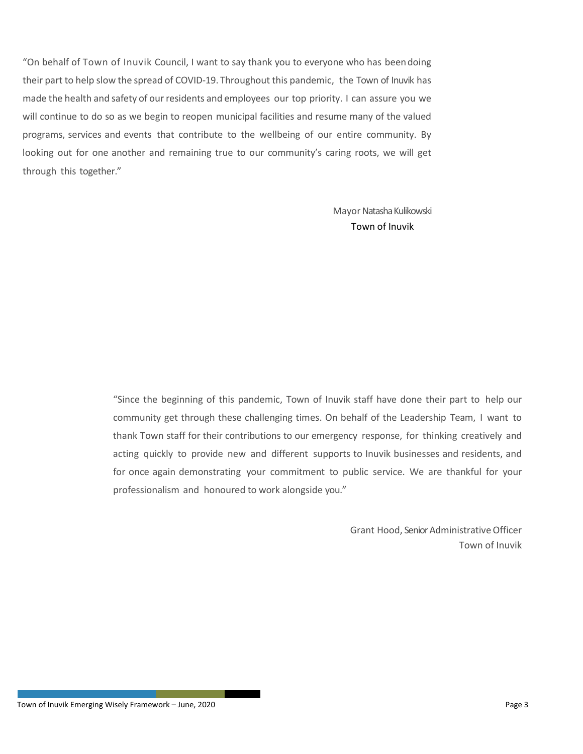"On behalf of Town of Inuvik Council, I want to say thank you to everyone who has been doing their part to help slow the spread of COVID-19. Throughout this pandemic, the Town of Inuvik has made the health and safety of our residents and employees our top priority. I can assure you we will continue to do so as we begin to reopen municipal facilities and resume many of the valued programs, services and events that contribute to the wellbeing of our entire community. By looking out for one another and remaining true to our community's caring roots, we will get through this together."

Mayor Natasha Kulikowski
Town of Inuvik

"Since the beginning of this pandemic, Town of Inuvik staff have done their part to help our community get through these challenging times. On behalf of the Leadership Team, I want to thank Town staff for their contributions to our emergency response, for thinking creatively and acting quickly to provide new and different supports to Inuvik businesses and residents, and for once again demonstrating your commitment to public service. We are thankful for your professionalism and honoured to work alongside you."

Grant Hood, Senior Administrative Officer
Town of Inuvik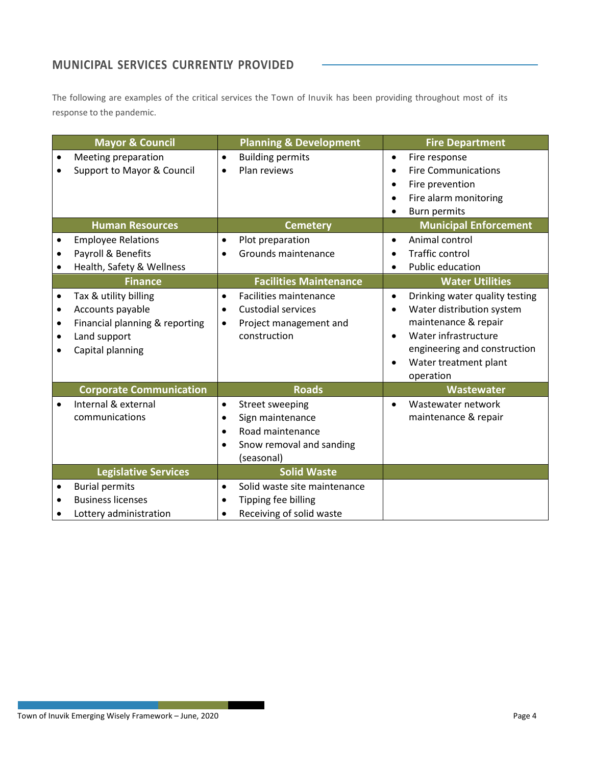## MUNICIPAL SERVICES CURRENTLY PROVIDED

The following are examples of the critical services the Town of Inuvik has been providing throughout most of its response to the pandemic.

| Mayor & Council | Planning & Development | Fire Department |
|---|---|---|
| • Meeting preparation<br>• Support to Mayor & Council | • Building permits<br>• Plan reviews | • Fire response<br>• Fire Communications<br>• Fire prevention<br>• Fire alarm monitoring<br>• Burn permits |
| **Human Resources** | **Cemetery** | **Municipal Enforcement** |
| • Employee Relations<br>• Payroll & Benefits<br>• Health, Safety & Wellness | • Plot preparation<br>• Grounds maintenance | • Animal control<br>• Traffic control<br>• Public education |
| **Finance** | **Facilities Maintenance** | **Water Utilities** |
| • Tax & utility billing<br>• Accounts payable<br>• Financial planning & reporting<br>• Land support<br>• Capital planning | • Facilities maintenance<br>• Custodial services<br>• Project management and construction | • Drinking water quality testing<br>• Water distribution system maintenance & repair<br>• Water infrastructure engineering and construction<br>• Water treatment plant operation |
| **Corporate Communication** | **Roads** | **Wastewater** |
| • Internal & external communications | • Street sweeping<br>• Sign maintenance<br>• Road maintenance<br>• Snow removal and sanding (seasonal) | • Wastewater network maintenance & repair |
| **Legislative Services** | **Solid Waste** | |
| • Burial permits<br>• Business licenses<br>• Lottery administration | • Solid waste site maintenance<br>• Tipping fee billing<br>• Receiving of solid waste | |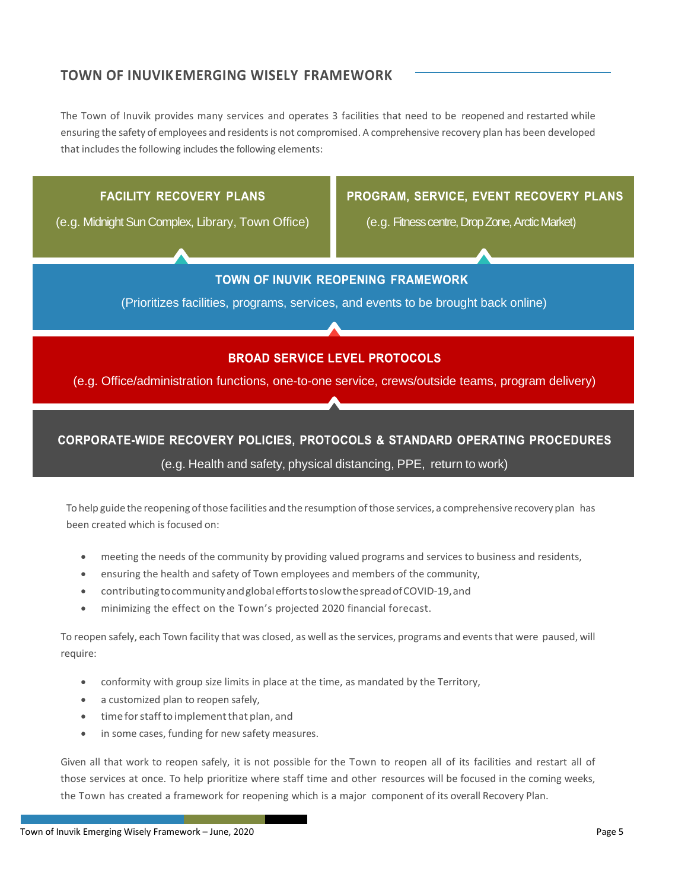## TOWN OF INUVIK EMERGING WISELY FRAMEWORK

The Town of Inuvik provides many services and operates 3 facilities that need to be reopened and restarted while ensuring the safety of employees and residents is not compromised. A comprehensive recovery plan has been developed that includes the following includes the following elements:

**FACILITY RECOVERY PLANS**

(e.g. Midnight Sun Complex, Library, Town Office)

**PROGRAM, SERVICE, EVENT RECOVERY PLANS**

(e.g. Fitness centre, Drop Zone, Arctic Market)

**TOWN OF INUVIK REOPENING FRAMEWORK**

(Prioritizes facilities, programs, services, and events to be brought back online)

**BROAD SERVICE LEVEL PROTOCOLS**

(e.g. Office/administration functions, one-to-one service, crews/outside teams, program delivery)

**CORPORATE-WIDE RECOVERY POLICIES, PROTOCOLS & STANDARD OPERATING PROCEDURES**

(e.g. Health and safety, physical distancing, PPE, return to work)

To help guide the reopening of those facilities and the resumption of those services, a comprehensive recovery plan has been created which is focused on:

- meeting the needs of the community by providing valued programs and services to business and residents,
- ensuring the health and safety of Town employees and members of the community,
- contributing to community and global efforts to slow the spread of COVID-19, and
- minimizing the effect on the Town's projected 2020 financial forecast.

To reopen safely, each Town facility that was closed, as well as the services, programs and events that were paused, will require:

- conformity with group size limits in place at the time, as mandated by the Territory,
- a customized plan to reopen safely,
- time for staff to implement that plan, and
- in some cases, funding for new safety measures.

Given all that work to reopen safely, it is not possible for the Town to reopen all of its facilities and restart all of those services at once. To help prioritize where staff time and other resources will be focused in the coming weeks, the Town has created a framework for reopening which is a major component of its overall Recovery Plan.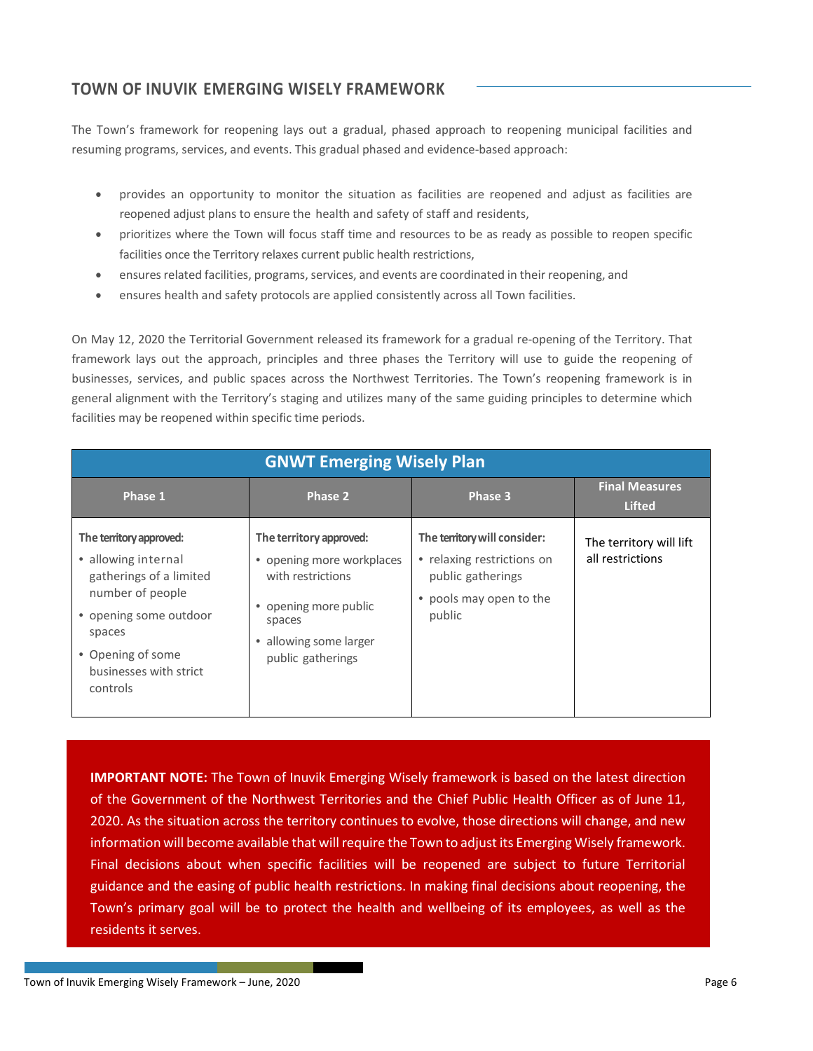## TOWN OF INUVIK EMERGING WISELY FRAMEWORK

The Town's framework for reopening lays out a gradual, phased approach to reopening municipal facilities and resuming programs, services, and events. This gradual phased and evidence-based approach:

- provides an opportunity to monitor the situation as facilities are reopened and adjust as facilities are reopened adjust plans to ensure the health and safety of staff and residents,
- prioritizes where the Town will focus staff time and resources to be as ready as possible to reopen specific facilities once the Territory relaxes current public health restrictions,
- ensures related facilities, programs, services, and events are coordinated in their reopening, and
- ensures health and safety protocols are applied consistently across all Town facilities.

On May 12, 2020 the Territorial Government released its framework for a gradual re-opening of the Territory. That framework lays out the approach, principles and three phases the Territory will use to guide the reopening of businesses, services, and public spaces across the Northwest Territories. The Town's reopening framework is in general alignment with the Territory's staging and utilizes many of the same guiding principles to determine which facilities may be reopened within specific time periods.

| GNWT Emerging Wisely Plan | | | |
|---|---|---|---|
| **Phase 1** | **Phase 2** | **Phase 3** | **Final Measures Lifted** |
| **The territory approved:**<br>• allowing internal gatherings of a limited number of people<br>• opening some outdoor spaces<br>• Opening of some businesses with strict controls | **The territory approved:**<br>• opening more workplaces with restrictions<br>• opening more public spaces<br>• allowing some larger public gatherings | **The territory will consider:**<br>• relaxing restrictions on public gatherings<br>• pools may open to the public | The territory will lift all restrictions |

**IMPORTANT NOTE:** The Town of Inuvik Emerging Wisely framework is based on the latest direction of the Government of the Northwest Territories and the Chief Public Health Officer as of June 11, 2020. As the situation across the territory continues to evolve, those directions will change, and new information will become available that will require the Town to adjust its Emerging Wisely framework. Final decisions about when specific facilities will be reopened are subject to future Territorial guidance and the easing of public health restrictions. In making final decisions about reopening, the Town's primary goal will be to protect the health and wellbeing of its employees, as well as the residents it serves.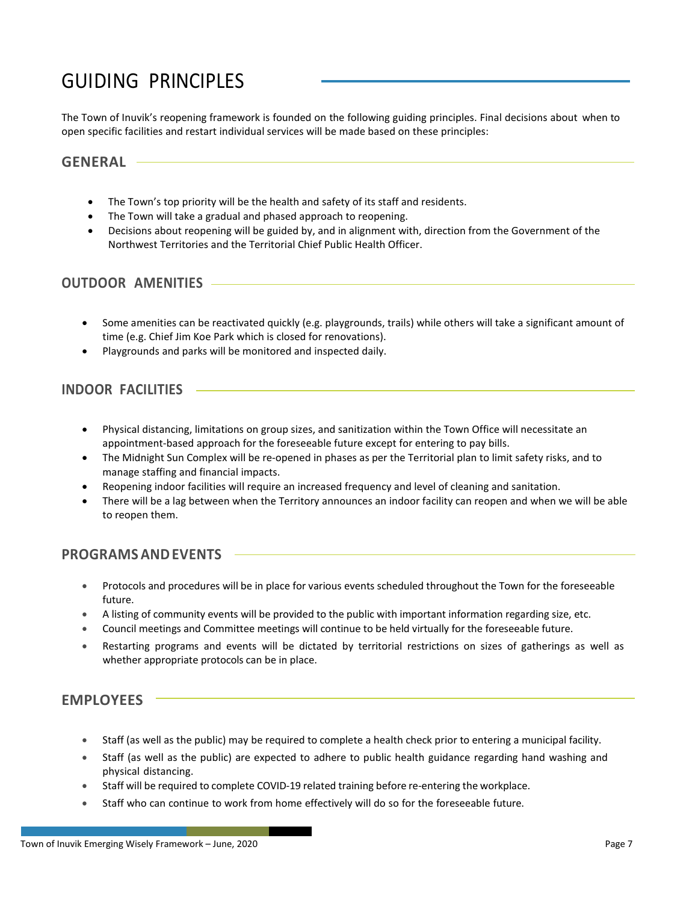# GUIDING PRINCIPLES

The Town of Inuvik's reopening framework is founded on the following guiding principles. Final decisions about when to open specific facilities and restart individual services will be made based on these principles:

## GENERAL

- The Town's top priority will be the health and safety of its staff and residents.
- The Town will take a gradual and phased approach to reopening.
- Decisions about reopening will be guided by, and in alignment with, direction from the Government of the Northwest Territories and the Territorial Chief Public Health Officer.

## OUTDOOR AMENITIES

- Some amenities can be reactivated quickly (e.g. playgrounds, trails) while others will take a significant amount of time (e.g. Chief Jim Koe Park which is closed for renovations).
- Playgrounds and parks will be monitored and inspected daily.

## INDOOR FACILITIES

- Physical distancing, limitations on group sizes, and sanitization within the Town Office will necessitate an appointment-based approach for the foreseeable future except for entering to pay bills.
- The Midnight Sun Complex will be re-opened in phases as per the Territorial plan to limit safety risks, and to manage staffing and financial impacts.
- Reopening indoor facilities will require an increased frequency and level of cleaning and sanitation.
- There will be a lag between when the Territory announces an indoor facility can reopen and when we will be able to reopen them.

## PROGRAMS AND EVENTS

- Protocols and procedures will be in place for various events scheduled throughout the Town for the foreseeable future.
- A listing of community events will be provided to the public with important information regarding size, etc.
- Council meetings and Committee meetings will continue to be held virtually for the foreseeable future.
- Restarting programs and events will be dictated by territorial restrictions on sizes of gatherings as well as whether appropriate protocols can be in place.

## EMPLOYEES

- Staff (as well as the public) may be required to complete a health check prior to entering a municipal facility.
- Staff (as well as the public) are expected to adhere to public health guidance regarding hand washing and physical distancing.
- Staff will be required to complete COVID-19 related training before re-entering the workplace.
- Staff who can continue to work from home effectively will do so for the foreseeable future.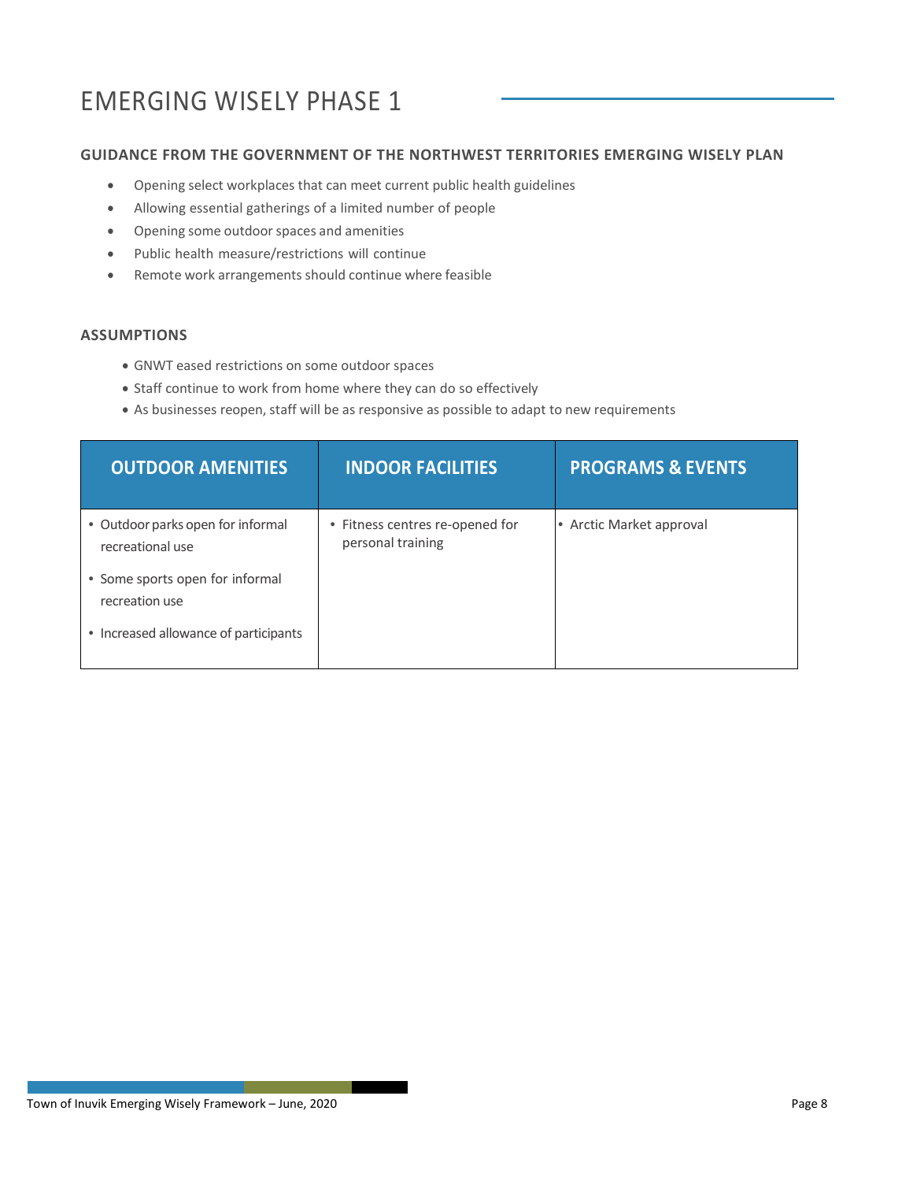# EMERGING WISELY PHASE 1

**GUIDANCE FROM THE GOVERNMENT OF THE NORTHWEST TERRITORIES EMERGING WISELY PLAN**

- Opening select workplaces that can meet current public health guidelines
- Allowing essential gatherings of a limited number of people
- Opening some outdoor spaces and amenities
- Public health measure/restrictions will continue
- Remote work arrangements should continue where feasible

**ASSUMPTIONS**

- GNWT eased restrictions on some outdoor spaces
- Staff continue to work from home where they can do so effectively
- As businesses reopen, staff will be as responsive as possible to adapt to new requirements

| OUTDOOR AMENITIES | INDOOR FACILITIES | PROGRAMS & EVENTS |
|---|---|---|
| • Outdoor parks open for informal recreational use<br>• Some sports open for informal recreation use<br>• Increased allowance of participants | • Fitness centres re-opened for personal training | • Arctic Market approval |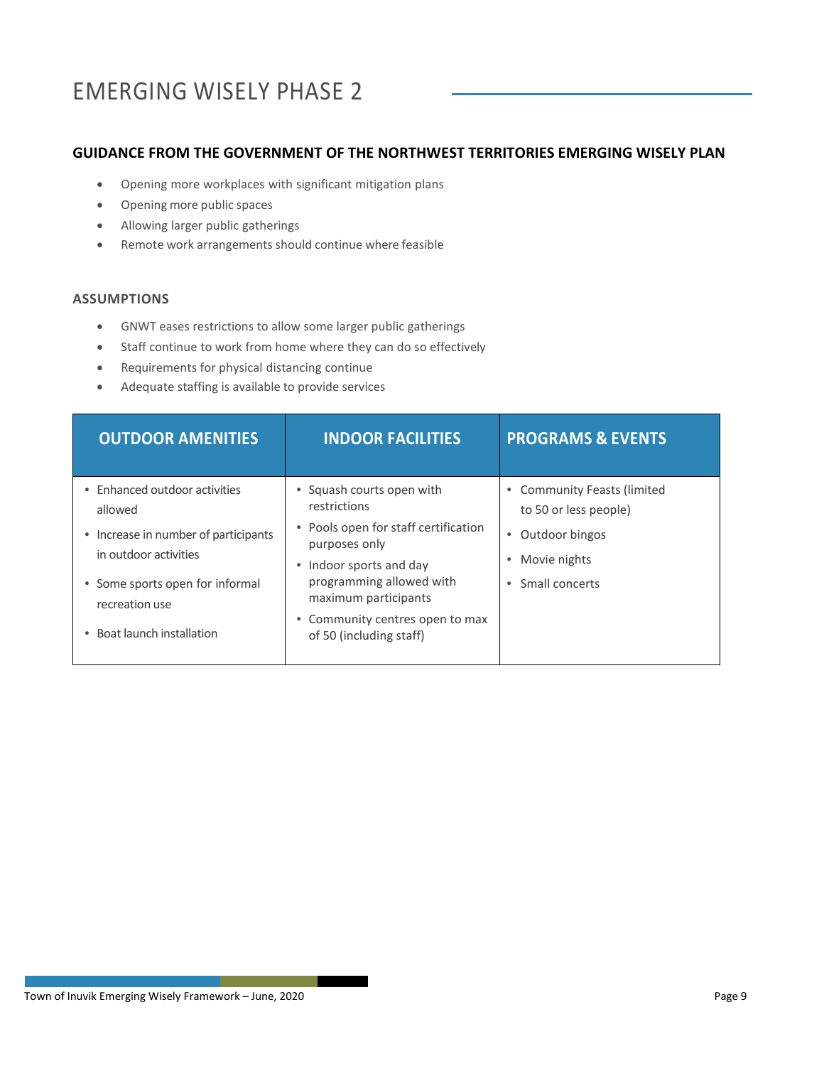# EMERGING WISELY PHASE 2

## GUIDANCE FROM THE GOVERNMENT OF THE NORTHWEST TERRITORIES EMERGING WISELY PLAN

- Opening more workplaces with significant mitigation plans
- Opening more public spaces
- Allowing larger public gatherings
- Remote work arrangements should continue where feasible

### ASSUMPTIONS

- GNWT eases restrictions to allow some larger public gatherings
- Staff continue to work from home where they can do so effectively
- Requirements for physical distancing continue
- Adequate staffing is available to provide services

| OUTDOOR AMENITIES | INDOOR FACILITIES | PROGRAMS & EVENTS |
|---|---|---|
| • Enhanced outdoor activities allowed<br>• Increase in number of participants in outdoor activities<br>• Some sports open for informal recreation use<br>• Boat launch installation | • Squash courts open with restrictions<br>• Pools open for staff certification purposes only<br>• Indoor sports and day programming allowed with maximum participants<br>• Community centres open to max of 50 (including staff) | • Community Feasts (limited to 50 or less people)<br>• Outdoor bingos<br>• Movie nights<br>• Small concerts |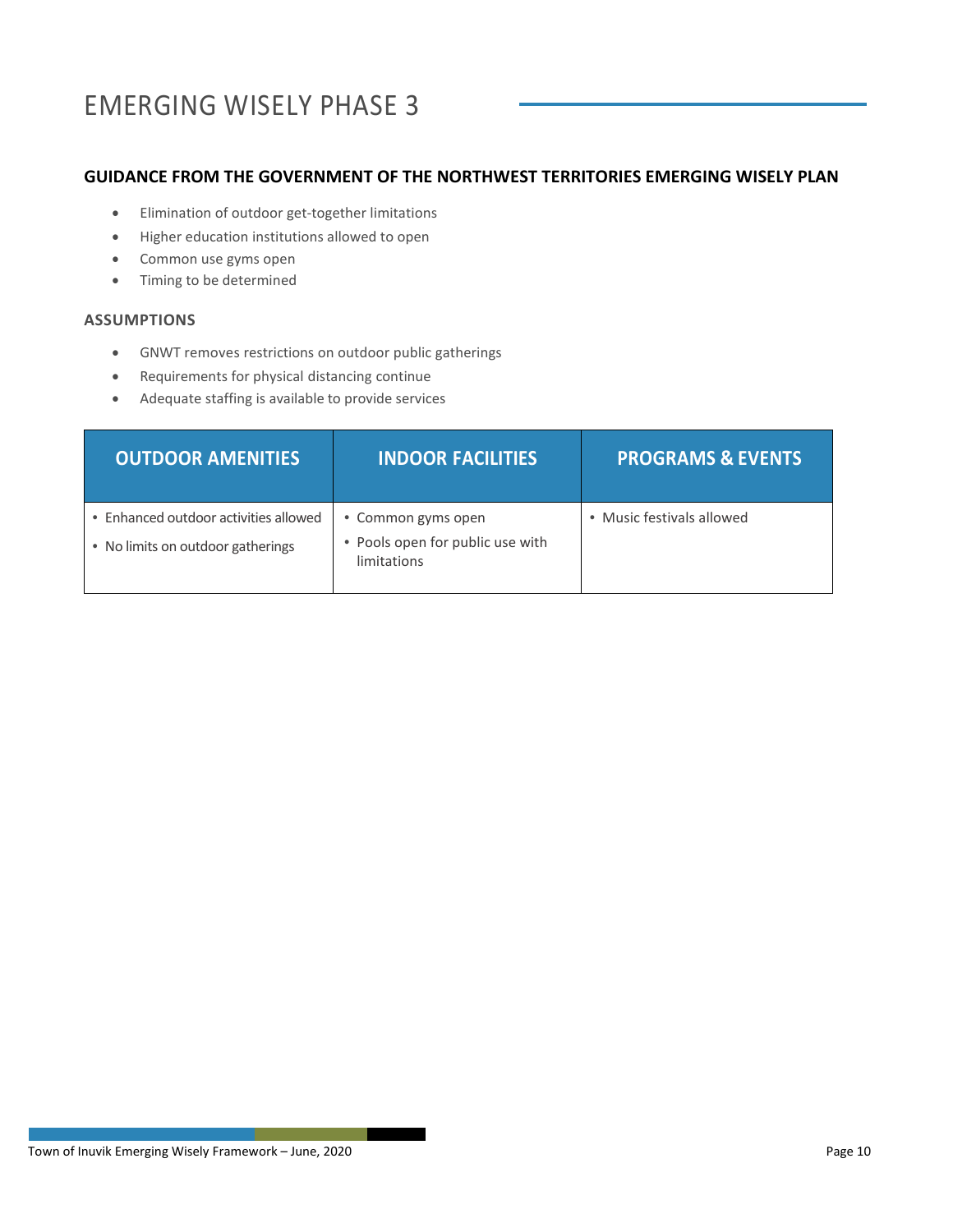# EMERGING WISELY PHASE 3

## GUIDANCE FROM THE GOVERNMENT OF THE NORTHWEST TERRITORIES EMERGING WISELY PLAN

- Elimination of outdoor get-together limitations
- Higher education institutions allowed to open
- Common use gyms open
- Timing to be determined

### ASSUMPTIONS

- GNWT removes restrictions on outdoor public gatherings
- Requirements for physical distancing continue
- Adequate staffing is available to provide services

| OUTDOOR AMENITIES | INDOOR FACILITIES | PROGRAMS & EVENTS |
|---|---|---|
| • Enhanced outdoor activities allowed<br>• No limits on outdoor gatherings | • Common gyms open<br>• Pools open for public use with limitations | • Music festivals allowed |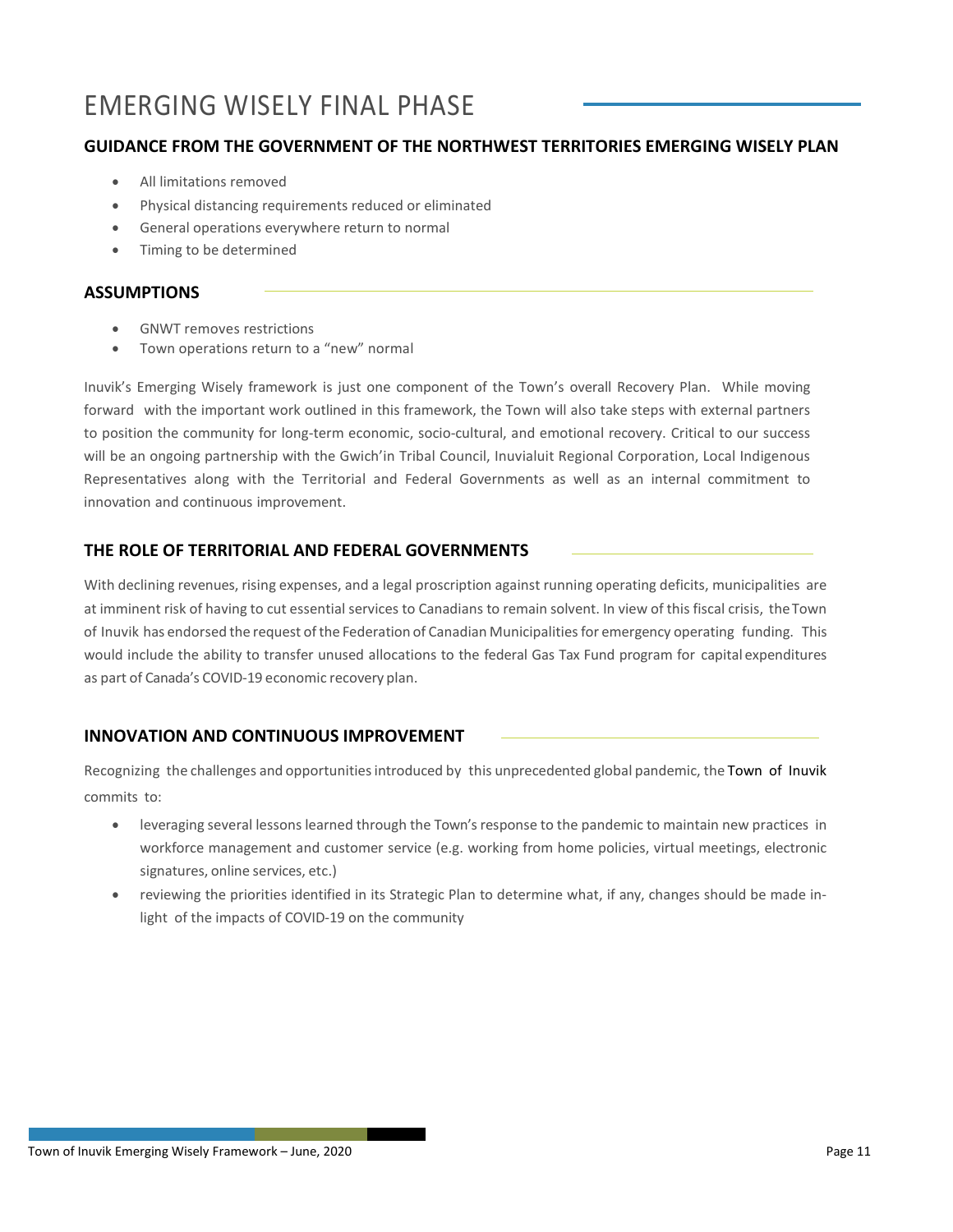# EMERGING WISELY FINAL PHASE

## GUIDANCE FROM THE GOVERNMENT OF THE NORTHWEST TERRITORIES EMERGING WISELY PLAN

- All limitations removed
- Physical distancing requirements reduced or eliminated
- General operations everywhere return to normal
- Timing to be determined

## ASSUMPTIONS

- GNWT removes restrictions
- Town operations return to a "new" normal

Inuvik's Emerging Wisely framework is just one component of the Town's overall Recovery Plan. While moving forward with the important work outlined in this framework, the Town will also take steps with external partners to position the community for long-term economic, socio-cultural, and emotional recovery. Critical to our success will be an ongoing partnership with the Gwich'in Tribal Council, Inuvialuit Regional Corporation, Local Indigenous Representatives along with the Territorial and Federal Governments as well as an internal commitment to innovation and continuous improvement.

## THE ROLE OF TERRITORIAL AND FEDERAL GOVERNMENTS

With declining revenues, rising expenses, and a legal proscription against running operating deficits, municipalities are at imminent risk of having to cut essential services to Canadians to remain solvent. In view of this fiscal crisis, the Town of Inuvik has endorsed the request of the Federation of Canadian Municipalities for emergency operating funding. This would include the ability to transfer unused allocations to the federal Gas Tax Fund program for capital expenditures as part of Canada's COVID-19 economic recovery plan.

## INNOVATION AND CONTINUOUS IMPROVEMENT

Recognizing the challenges and opportunities introduced by this unprecedented global pandemic, the Town of Inuvik commits to:

- leveraging several lessons learned through the Town's response to the pandemic to maintain new practices in workforce management and customer service (e.g. working from home policies, virtual meetings, electronic signatures, online services, etc.)
- reviewing the priorities identified in its Strategic Plan to determine what, if any, changes should be made in-light of the impacts of COVID-19 on the community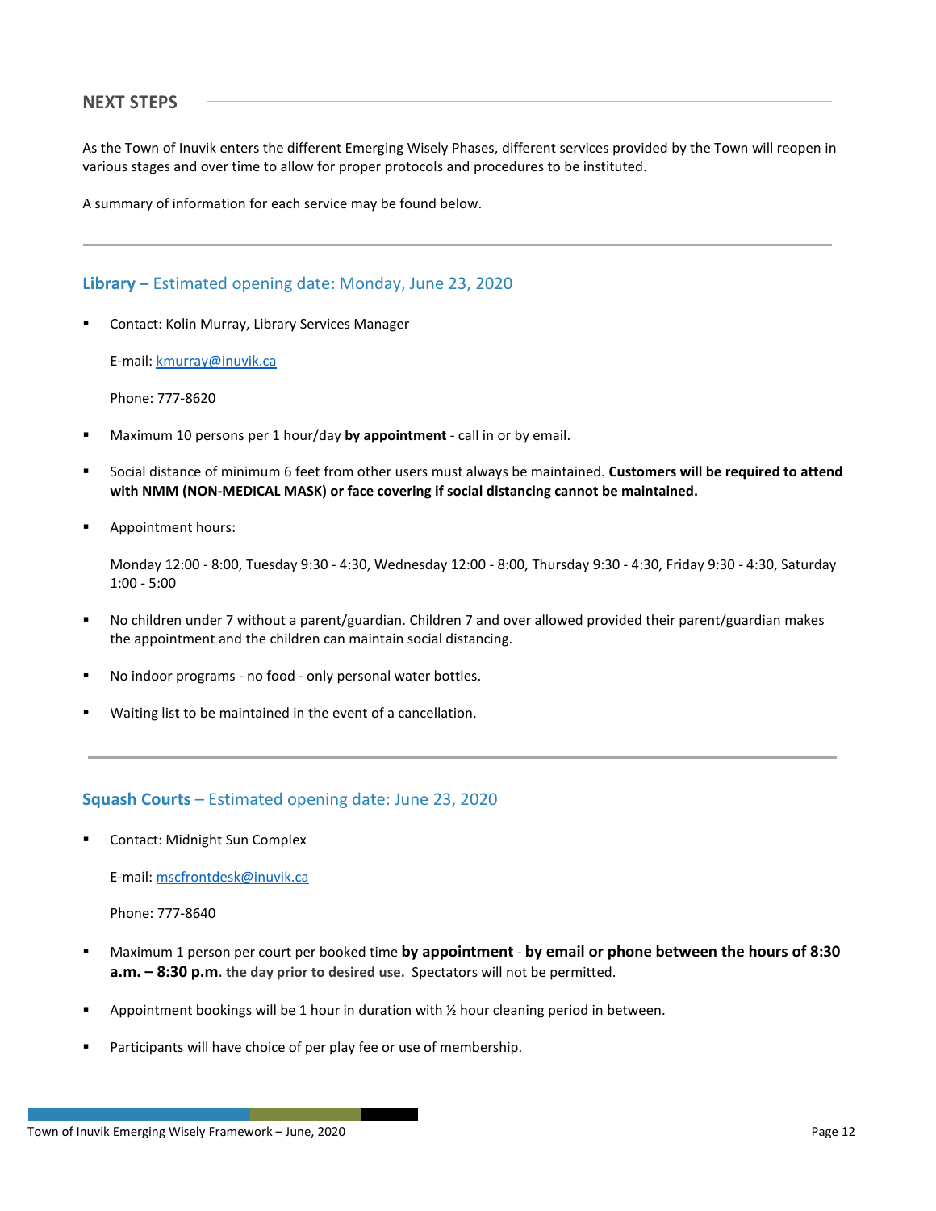## NEXT STEPS

As the Town of Inuvik enters the different Emerging Wisely Phases, different services provided by the Town will reopen in various stages and over time to allow for proper protocols and procedures to be instituted.

A summary of information for each service may be found below.

---

### **Library –** Estimated opening date: Monday, June 23, 2020

- Contact: Kolin Murray, Library Services Manager

  E-mail: kmurray@inuvik.ca

  Phone: 777-8620

- Maximum 10 persons per 1 hour/day **by appointment** - call in or by email.

- Social distance of minimum 6 feet from other users must always be maintained. **Customers will be required to attend with NMM (NON-MEDICAL MASK) or face covering if social distancing cannot be maintained.**

- Appointment hours:

  Monday 12:00 - 8:00, Tuesday 9:30 - 4:30, Wednesday 12:00 - 8:00, Thursday 9:30 - 4:30, Friday 9:30 - 4:30, Saturday 1:00 - 5:00

- No children under 7 without a parent/guardian. Children 7 and over allowed provided their parent/guardian makes the appointment and the children can maintain social distancing.

- No indoor programs - no food - only personal water bottles.

- Waiting list to be maintained in the event of a cancellation.

---

### **Squash Courts** – Estimated opening date: June 23, 2020

- Contact: Midnight Sun Complex

  E-mail: mscfrontdesk@inuvik.ca

  Phone: 777-8640

- Maximum 1 person per court per booked time **by appointment - by email or phone between the hours of 8:30 a.m. – 8:30 p.m. the day prior to desired use.** Spectators will not be permitted.

- Appointment bookings will be 1 hour in duration with ½ hour cleaning period in between.

- Participants will have choice of per play fee or use of membership.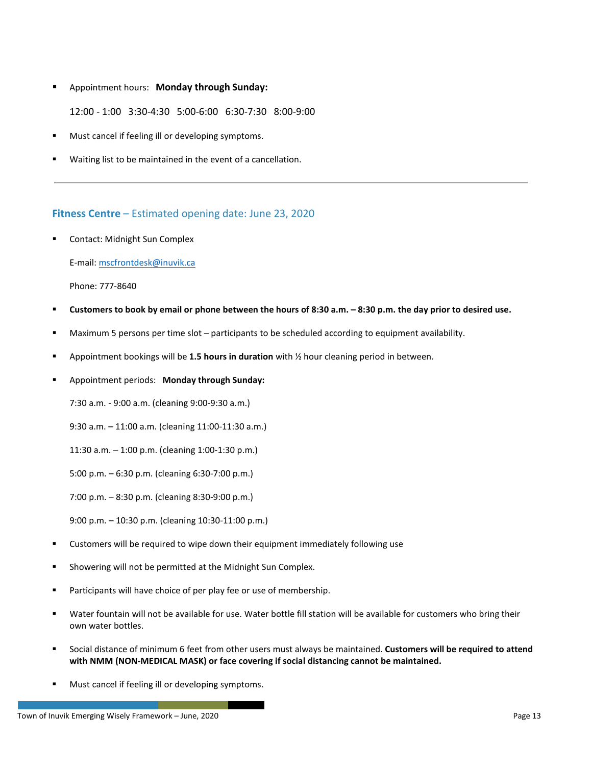- Appointment hours: **Monday through Sunday:**

  12:00 - 1:00   3:30-4:30   5:00-6:00   6:30-7:30   8:00-9:00

- Must cancel if feeling ill or developing symptoms.
- Waiting list to be maintained in the event of a cancellation.

---

## **Fitness Centre** – Estimated opening date: June 23, 2020

- Contact: Midnight Sun Complex

  E-mail: mscfrontdesk@inuvik.ca

  Phone: 777-8640

- **Customers to book by email or phone between the hours of 8:30 a.m. – 8:30 p.m. the day prior to desired use.**
- Maximum 5 persons per time slot – participants to be scheduled according to equipment availability.
- Appointment bookings will be **1.5 hours in duration** with ½ hour cleaning period in between.
- Appointment periods: **Monday through Sunday:**

  7:30 a.m. - 9:00 a.m. (cleaning 9:00-9:30 a.m.)

  9:30 a.m. – 11:00 a.m. (cleaning 11:00-11:30 a.m.)

  11:30 a.m. – 1:00 p.m. (cleaning 1:00-1:30 p.m.)

  5:00 p.m. – 6:30 p.m. (cleaning 6:30-7:00 p.m.)

  7:00 p.m. – 8:30 p.m. (cleaning 8:30-9:00 p.m.)

  9:00 p.m. – 10:30 p.m. (cleaning 10:30-11:00 p.m.)

- Customers will be required to wipe down their equipment immediately following use
- Showering will not be permitted at the Midnight Sun Complex.
- Participants will have choice of per play fee or use of membership.
- Water fountain will not be available for use. Water bottle fill station will be available for customers who bring their own water bottles.
- Social distance of minimum 6 feet from other users must always be maintained. **Customers will be required to attend with NMM (NON-MEDICAL MASK) or face covering if social distancing cannot be maintained.**
- Must cancel if feeling ill or developing symptoms.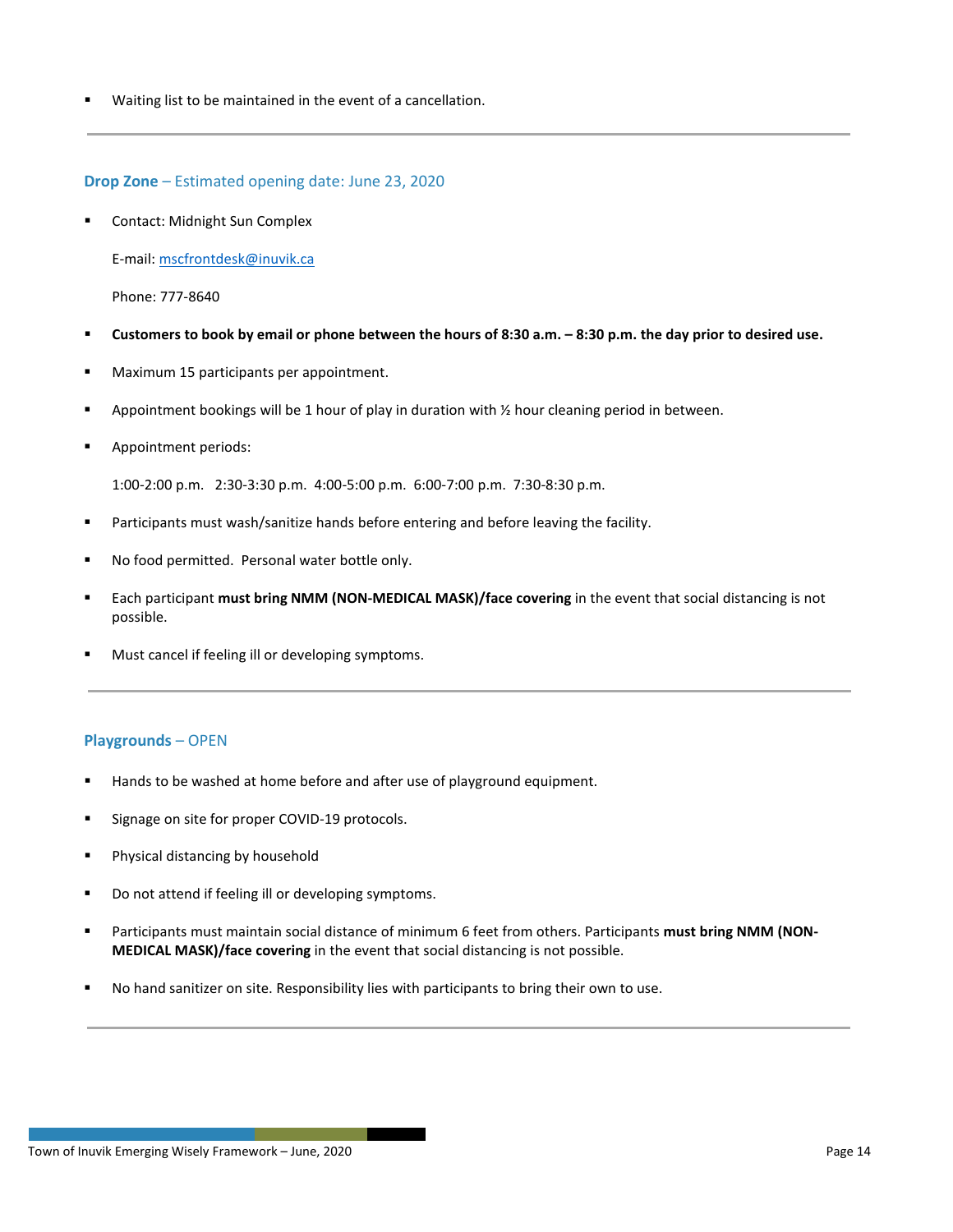- Waiting list to be maintained in the event of a cancellation.

---

### **Drop Zone** – Estimated opening date: June 23, 2020

- Contact: Midnight Sun Complex

  E-mail: mscfrontdesk@inuvik.ca

  Phone: 777-8640

- **Customers to book by email or phone between the hours of 8:30 a.m. – 8:30 p.m. the day prior to desired use.**
- Maximum 15 participants per appointment.
- Appointment bookings will be 1 hour of play in duration with ½ hour cleaning period in between.
- Appointment periods:

  1:00-2:00 p.m.   2:30-3:30 p.m.   4:00-5:00 p.m.   6:00-7:00 p.m.   7:30-8:30 p.m.

- Participants must wash/sanitize hands before entering and before leaving the facility.
- No food permitted. Personal water bottle only.
- Each participant **must bring NMM (NON-MEDICAL MASK)/face covering** in the event that social distancing is not possible.
- Must cancel if feeling ill or developing symptoms.

---

### **Playgrounds** – OPEN

- Hands to be washed at home before and after use of playground equipment.
- Signage on site for proper COVID-19 protocols.
- Physical distancing by household
- Do not attend if feeling ill or developing symptoms.
- Participants must maintain social distance of minimum 6 feet from others. Participants **must bring NMM (NON-MEDICAL MASK)/face covering** in the event that social distancing is not possible.
- No hand sanitizer on site. Responsibility lies with participants to bring their own to use.

---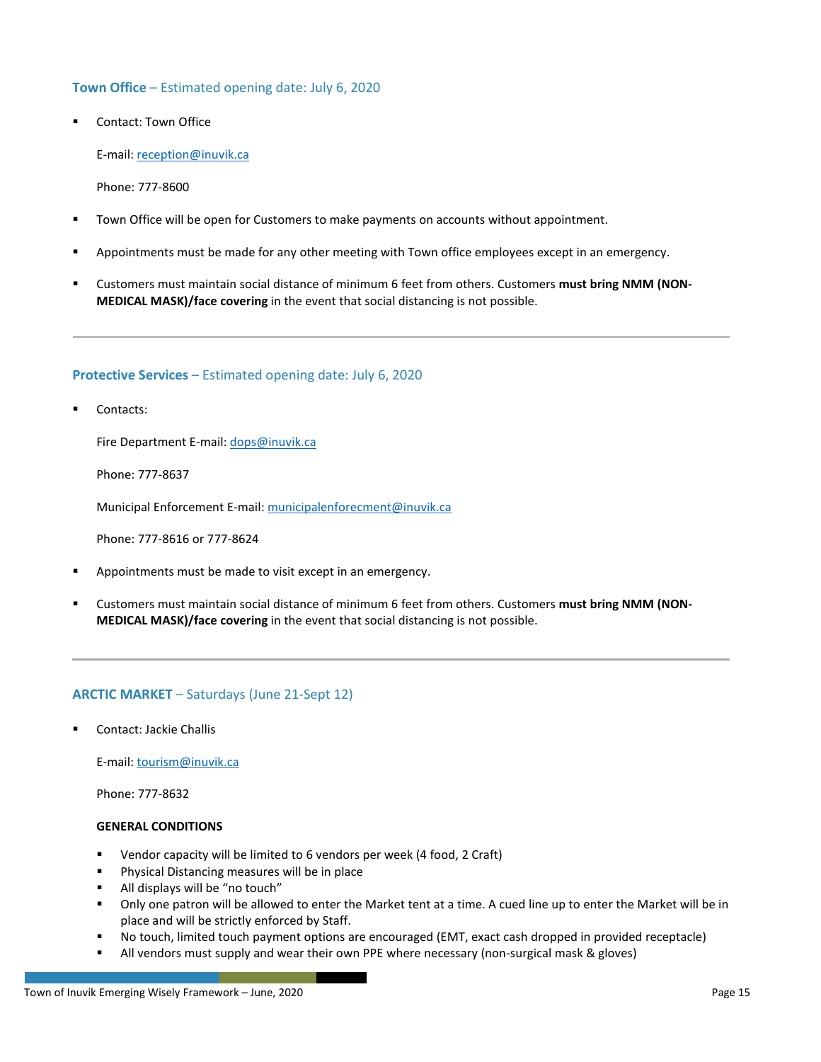### **Town Office** – Estimated opening date: July 6, 2020

- Contact: Town Office

  E-mail: reception@inuvik.ca

  Phone: 777-8600

- Town Office will be open for Customers to make payments on accounts without appointment.
- Appointments must be made for any other meeting with Town office employees except in an emergency.
- Customers must maintain social distance of minimum 6 feet from others. Customers **must bring NMM (NON-MEDICAL MASK)/face covering** in the event that social distancing is not possible.

---

### **Protective Services** – Estimated opening date: July 6, 2020

- Contacts:

  Fire Department E-mail: dops@inuvik.ca

  Phone: 777-8637

  Municipal Enforcement E-mail: municipalenforecment@inuvik.ca

  Phone: 777-8616 or 777-8624

- Appointments must be made to visit except in an emergency.
- Customers must maintain social distance of minimum 6 feet from others. Customers **must bring NMM (NON-MEDICAL MASK)/face covering** in the event that social distancing is not possible.

---

### **ARCTIC MARKET** – Saturdays (June 21-Sept 12)

- Contact: Jackie Challis

  E-mail: tourism@inuvik.ca

  Phone: 777-8632

  **GENERAL CONDITIONS**

  - Vendor capacity will be limited to 6 vendors per week (4 food, 2 Craft)
  - Physical Distancing measures will be in place
  - All displays will be "no touch"
  - Only one patron will be allowed to enter the Market tent at a time. A cued line up to enter the Market will be in place and will be strictly enforced by Staff.
  - No touch, limited touch payment options are encouraged (EMT, exact cash dropped in provided receptacle)
  - All vendors must supply and wear their own PPE where necessary (non-surgical mask & gloves)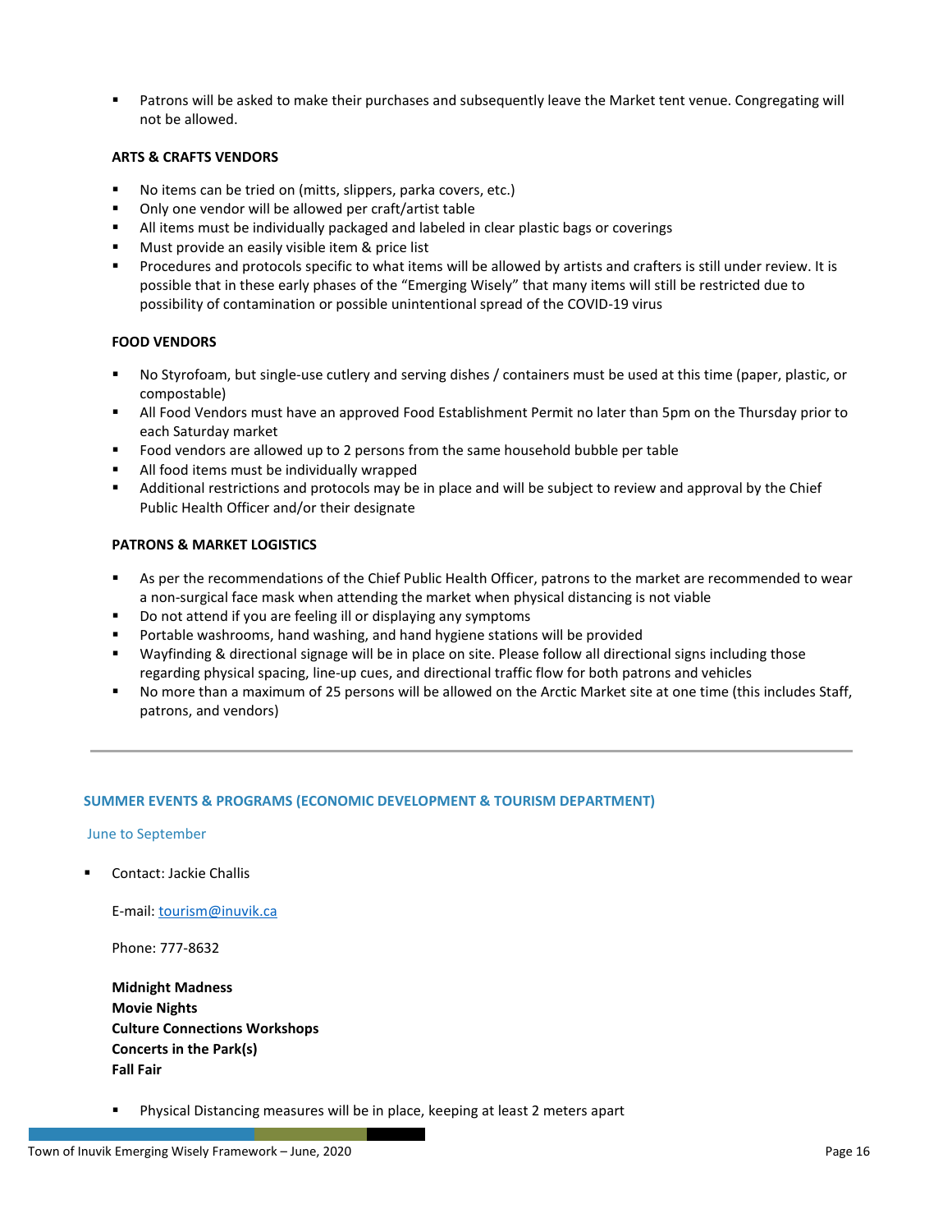- Patrons will be asked to make their purchases and subsequently leave the Market tent venue. Congregating will not be allowed.

**ARTS & CRAFTS VENDORS**

- No items can be tried on (mitts, slippers, parka covers, etc.)
- Only one vendor will be allowed per craft/artist table
- All items must be individually packaged and labeled in clear plastic bags or coverings
- Must provide an easily visible item & price list
- Procedures and protocols specific to what items will be allowed by artists and crafters is still under review. It is possible that in these early phases of the "Emerging Wisely" that many items will still be restricted due to possibility of contamination or possible unintentional spread of the COVID-19 virus

**FOOD VENDORS**

- No Styrofoam, but single-use cutlery and serving dishes / containers must be used at this time (paper, plastic, or compostable)
- All Food Vendors must have an approved Food Establishment Permit no later than 5pm on the Thursday prior to each Saturday market
- Food vendors are allowed up to 2 persons from the same household bubble per table
- All food items must be individually wrapped
- Additional restrictions and protocols may be in place and will be subject to review and approval by the Chief Public Health Officer and/or their designate

**PATRONS & MARKET LOGISTICS**

- As per the recommendations of the Chief Public Health Officer, patrons to the market are recommended to wear a non-surgical face mask when attending the market when physical distancing is not viable
- Do not attend if you are feeling ill or displaying any symptoms
- Portable washrooms, hand washing, and hand hygiene stations will be provided
- Wayfinding & directional signage will be in place on site. Please follow all directional signs including those regarding physical spacing, line-up cues, and directional traffic flow for both patrons and vehicles
- No more than a maximum of 25 persons will be allowed on the Arctic Market site at one time (this includes Staff, patrons, and vendors)

---

## SUMMER EVENTS & PROGRAMS (ECONOMIC DEVELOPMENT & TOURISM DEPARTMENT)

June to September

- Contact: Jackie Challis

  E-mail: tourism@inuvik.ca

  Phone: 777-8632

  **Midnight Madness**
  **Movie Nights**
  **Culture Connections Workshops**
  **Concerts in the Park(s)**
  **Fall Fair**

  - Physical Distancing measures will be in place, keeping at least 2 meters apart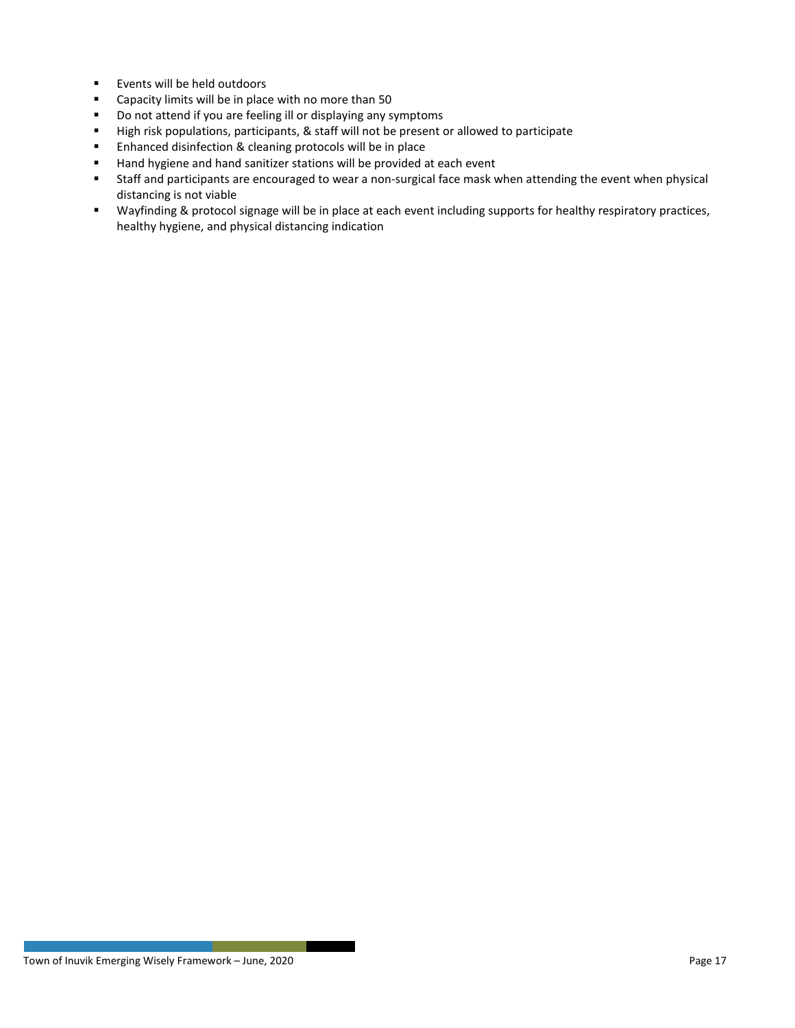- Events will be held outdoors
- Capacity limits will be in place with no more than 50
- Do not attend if you are feeling ill or displaying any symptoms
- High risk populations, participants, & staff will not be present or allowed to participate
- Enhanced disinfection & cleaning protocols will be in place
- Hand hygiene and hand sanitizer stations will be provided at each event
- Staff and participants are encouraged to wear a non-surgical face mask when attending the event when physical distancing is not viable
- Wayfinding & protocol signage will be in place at each event including supports for healthy respiratory practices, healthy hygiene, and physical distancing indication